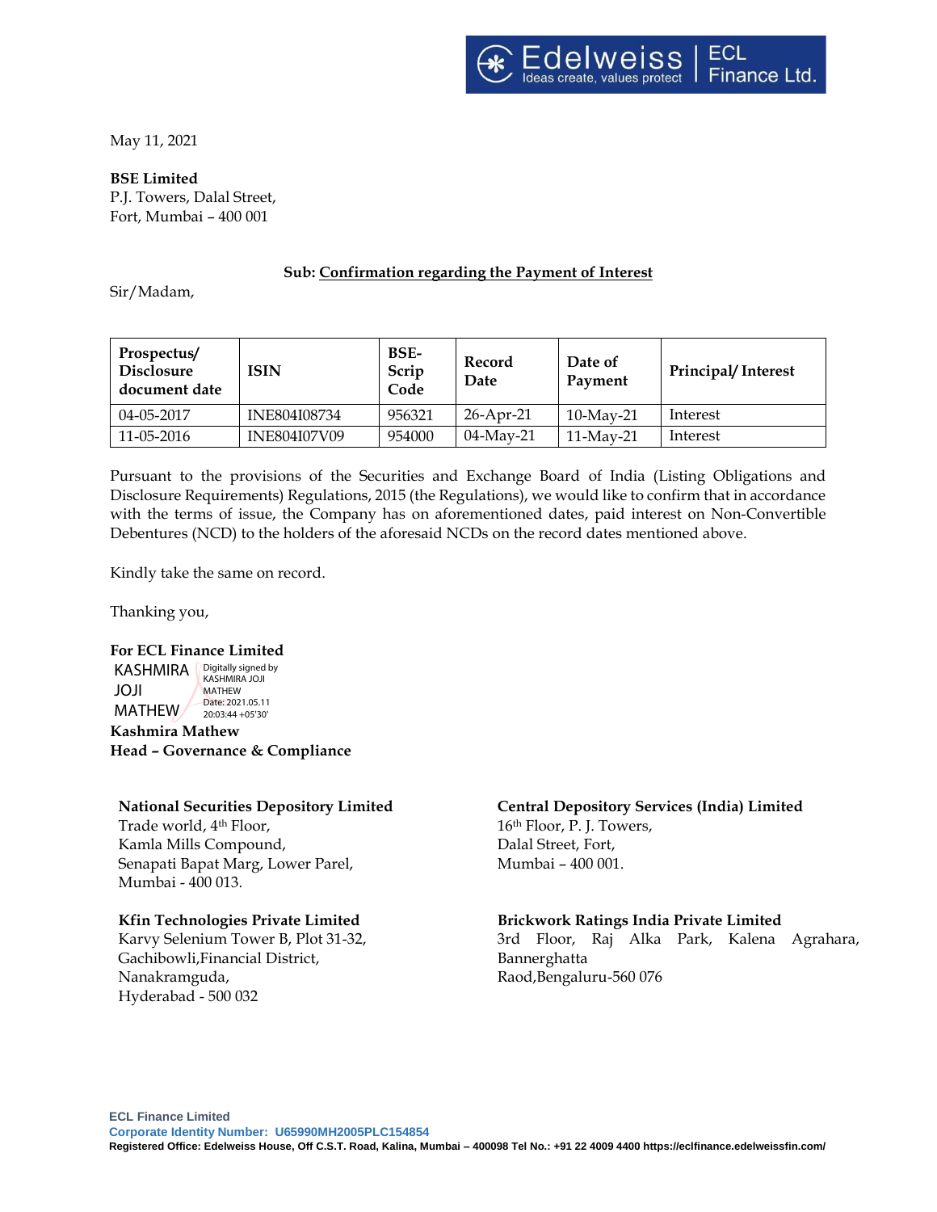May 11, 2021

**BSE Limited**
P.J. Towers, Dalal Street,
Fort, Mumbai – 400 001

**Sub: Confirmation regarding the Payment of Interest**

Sir/Madam,

| Prospectus/ Disclosure document date | ISIN | BSE-Scrip Code | Record Date | Date of Payment | Principal/ Interest |
|---|---|---|---|---|---|
| 04-05-2017 | INE804I08734 | 956321 | 26-Apr-21 | 10-May-21 | Interest |
| 11-05-2016 | INE804I07V09 | 954000 | 04-May-21 | 11-May-21 | Interest |

Pursuant to the provisions of the Securities and Exchange Board of India (Listing Obligations and Disclosure Requirements) Regulations, 2015 (the Regulations), we would like to confirm that in accordance with the terms of issue, the Company has on aforementioned dates, paid interest on Non-Convertible Debentures (NCD) to the holders of the aforesaid NCDs on the record dates mentioned above.

Kindly take the same on record.

Thanking you,

**For ECL Finance Limited**

KASHMIRA JOJI MATHEW
Digitally signed by KASHMIRA JOJI MATHEW
Date: 2021.05.11 20:03:44 +05'30'

**Kashmira Mathew**
**Head – Governance & Compliance**

**National Securities Depository Limited**
Trade world, 4th Floor,
Kamla Mills Compound,
Senapati Bapat Marg, Lower Parel,
Mumbai - 400 013.

**Central Depository Services (India) Limited**
16th Floor, P. J. Towers,
Dalal Street, Fort,
Mumbai – 400 001.

**Kfin Technologies Private Limited**
Karvy Selenium Tower B, Plot 31-32,
Gachibowli,Financial District,
Nanakramguda,
Hyderabad - 500 032

**Brickwork Ratings India Private Limited**
3rd Floor, Raj Alka Park, Kalena Agrahara,
Bannerghatta
Raod,Bengaluru-560 076

**ECL Finance Limited**
**Corporate Identity Number: U65990MH2005PLC154854**
**Registered Office: Edelweiss House, Off C.S.T. Road, Kalina, Mumbai – 400098 Tel No.: +91 22 4009 4400 https://eclfinance.edelweissfin.com/**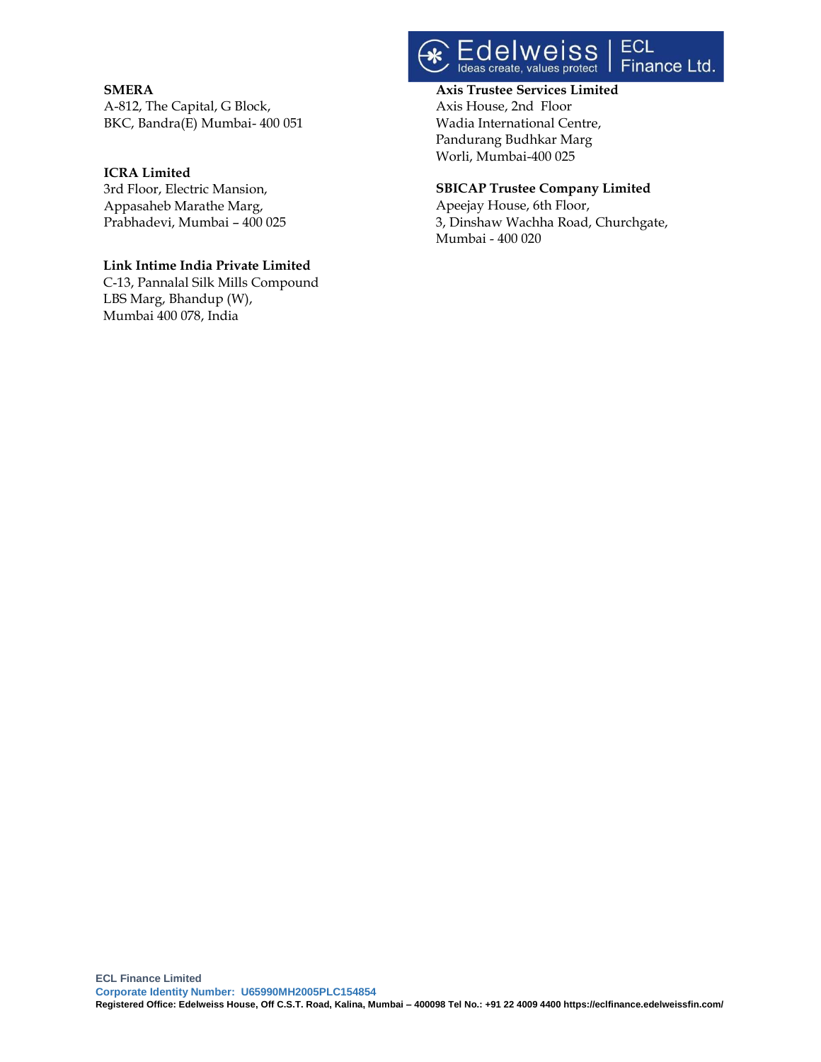**SMERA**
A-812, The Capital, G Block,
BKC, Bandra(E) Mumbai- 400 051

**ICRA Limited**
3rd Floor, Electric Mansion,
Appasaheb Marathe Marg,
Prabhadevi, Mumbai – 400 025

**Link Intime India Private Limited**
C-13, Pannalal Silk Mills Compound
LBS Marg, Bhandup (W),
Mumbai 400 078, India

**Axis Trustee Services Limited**
Axis House, 2nd Floor
Wadia International Centre,
Pandurang Budhkar Marg
Worli, Mumbai-400 025

**SBICAP Trustee Company Limited**
Apeejay House, 6th Floor,
3, Dinshaw Wachha Road, Churchgate,
Mumbai - 400 020